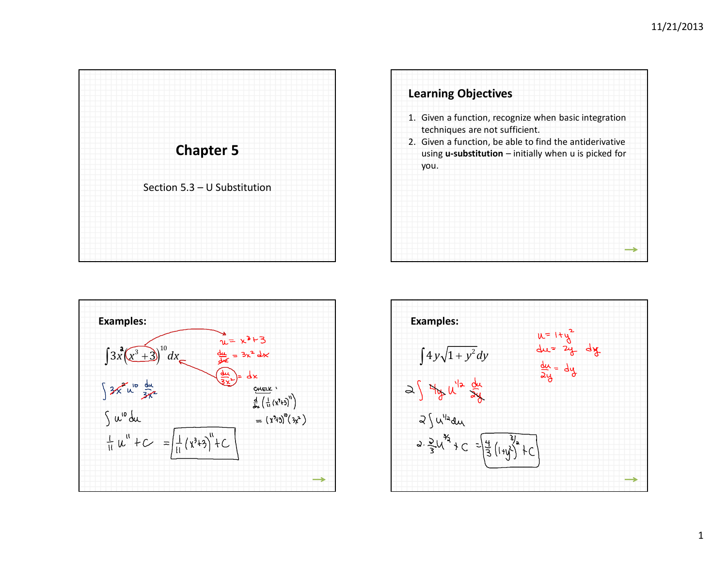# Chapter 5

Section 5.3 – U Substitution

## Learning Objectives

1. Given a function, recognize when basic integration techniques are not sufficient.
2. Given a function, be able to find the antiderivative using **u-substitution** – initially when u is picked for you.

## Examples:

$$\int 3x^2(x^3+3)^{10}\,dx$$

$u = x^3+3$

$\frac{du}{dx} = 3x^2$

$\frac{du}{3x^2} = dx$

$$\int 3x^2 u^{10} \frac{du}{3x^2}$$

$$\int u^{10}\,du$$

$$\frac{1}{11}u^{11} + C = \boxed{\frac{1}{11}(x^3+3)^{11} + C}$$

CHECK:

$$\frac{d}{dx}\left(\frac{1}{11}(x^3+3)^{11}\right) = (x^3+3)^{10}(3x^2)$$

## Examples:

$$\int 4y\sqrt{1+y^2}\,dy$$

$u = 1+y^2$

$du = 2y\,dy$

$\frac{du}{2y} = dy$

$$2\int 4y\, u^{1/2} \frac{du}{2y}$$

$$2\int u^{1/2}\,du$$

$$2\cdot\frac{2}{3}u^{3/2} + C = \boxed{\frac{4}{3}(1+y^2)^{3/2} + C}$$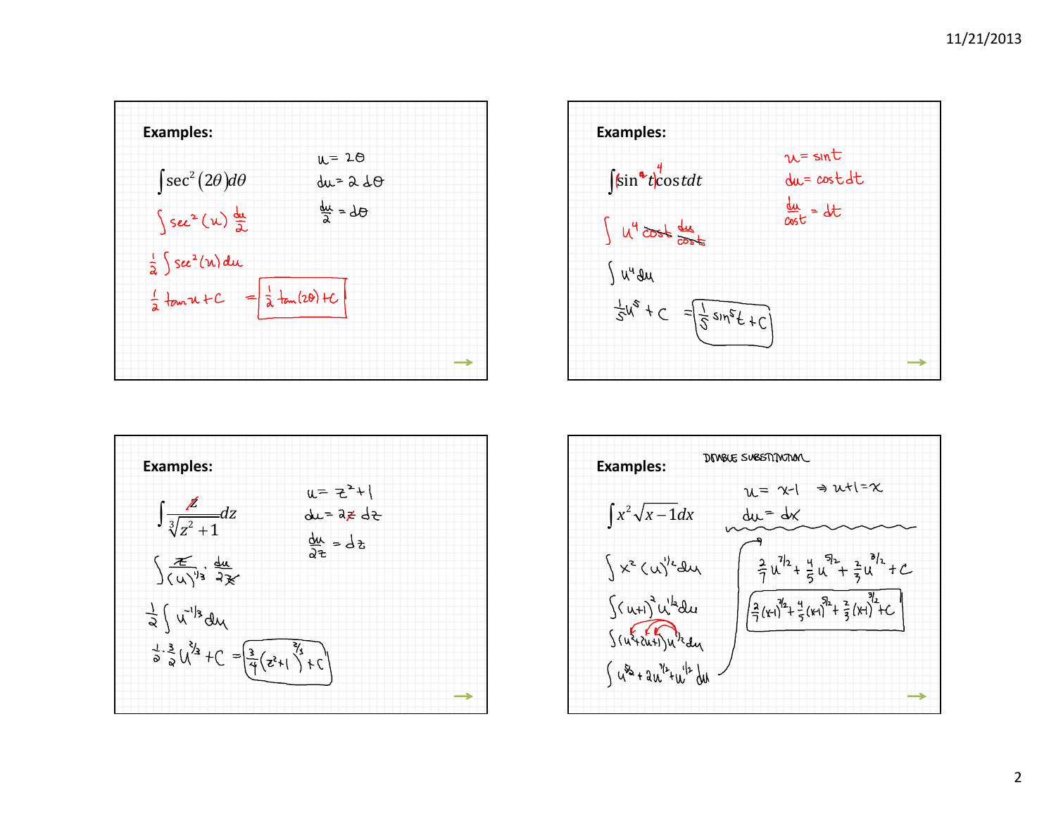## Examples:

$$\int \sec^2(2\theta)\,d\theta$$

$u = 2\theta$

$du = 2\,d\theta$

$\frac{du}{2} = d\theta$

$$\int \sec^2(u)\,\frac{du}{2}$$

$$\frac{1}{2}\int \sec^2(u)\,du$$

$$\frac{1}{2}\tan u + C = \boxed{\frac{1}{2}\tan(2\theta) + C}$$

## Examples:

$$\int \sin^4 t \cos t\,dt$$

$u = \sin t$

$du = \cos t\,dt$

$\frac{du}{\cos t} = dt$

$$\int u^4 \cos t\,\frac{du}{\cos t}$$

$$\int u^4\,du$$

$$\frac{1}{5}u^5 + C = \boxed{\frac{1}{5}\sin^5 t + C}$$

## Examples:

$$\int \frac{z}{\sqrt[3]{z^2+1}}\,dz$$

$u = z^2 + 1$

$du = 2z\,dz$

$\frac{du}{2z} = dz$

$$\int \frac{z}{(u)^{1/3}} \cdot \frac{du}{2z}$$

$$\frac{1}{2}\int u^{-1/3}\,du$$

$$\frac{1}{2}\cdot\frac{3}{2}u^{2/3} + C = \boxed{\frac{3}{4}(z^2+1)^{2/3} + C}$$

## Examples:

DOUBLE SUBSTITUTION

$$\int x^2\sqrt{x-1}\,dx$$

$u = x - 1 \Rightarrow u + 1 = x$

$du = dx$

$$\int x^2 (u)^{1/2}\,du$$

$$\int (u+1)^2 u^{1/2}\,du$$

$$\int (u^2 + 2u + 1)u^{1/2}\,du$$

$$\int u^{5/2} + 2u^{3/2} + u^{1/2}\,du$$

$$\frac{2}{7}u^{7/2} + \frac{4}{5}u^{5/2} + \frac{2}{3}u^{3/2} + C$$

$$\boxed{\frac{2}{7}(x-1)^{7/2} + \frac{4}{5}(x-1)^{5/2} + \frac{2}{3}(x-1)^{3/2} + C}$$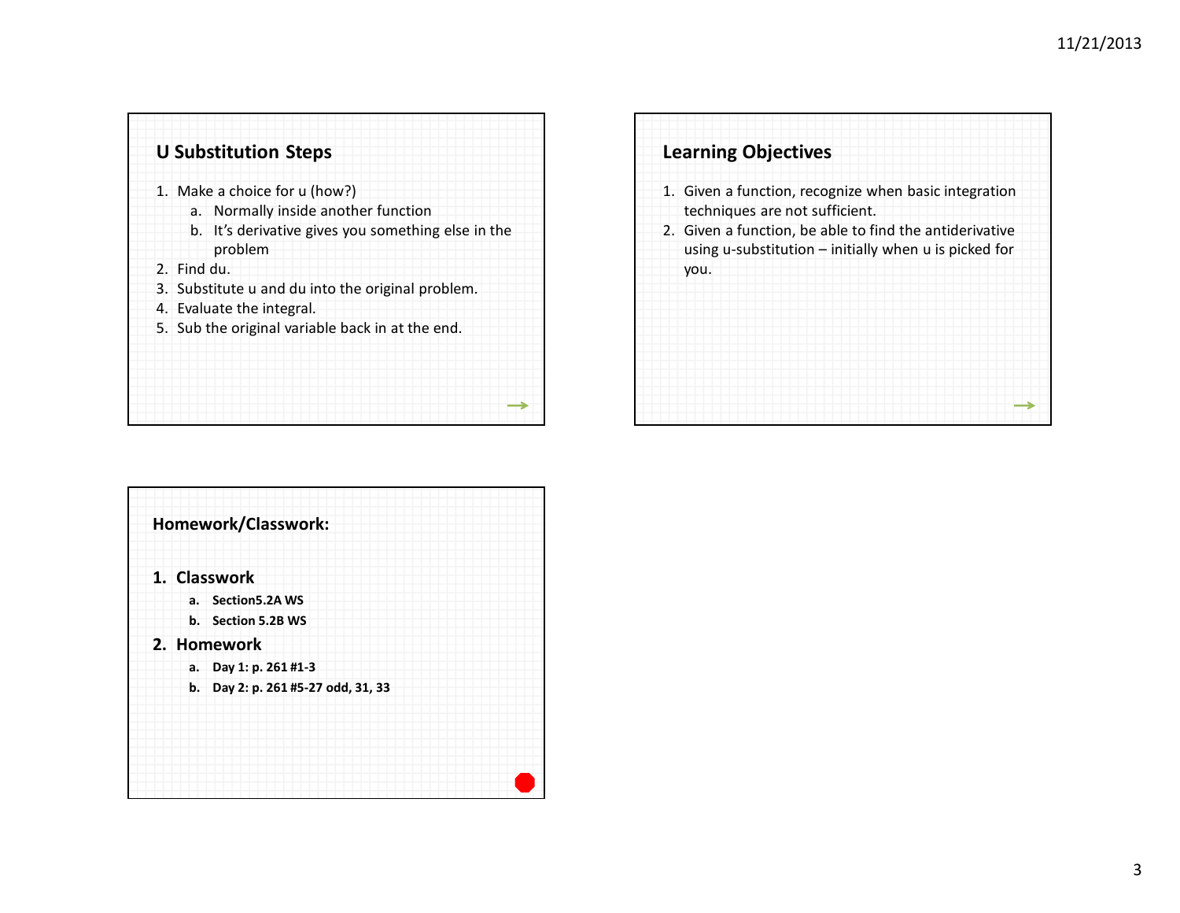## U Substitution Steps

1. Make a choice for u (how?)
   a. Normally inside another function
   b. It's derivative gives you something else in the problem
2. Find du.
3. Substitute u and du into the original problem.
4. Evaluate the integral.
5. Sub the original variable back in at the end.

## Learning Objectives

1. Given a function, recognize when basic integration techniques are not sufficient.
2. Given a function, be able to find the antiderivative using u-substitution – initially when u is picked for you.

## Homework/Classwork:

1. **Classwork**
   a. **Section5.2A WS**
   b. **Section 5.2B WS**
2. **Homework**
   a. **Day 1: p. 261 #1-3**
   b. **Day 2: p. 261 #5-27 odd, 31, 33**